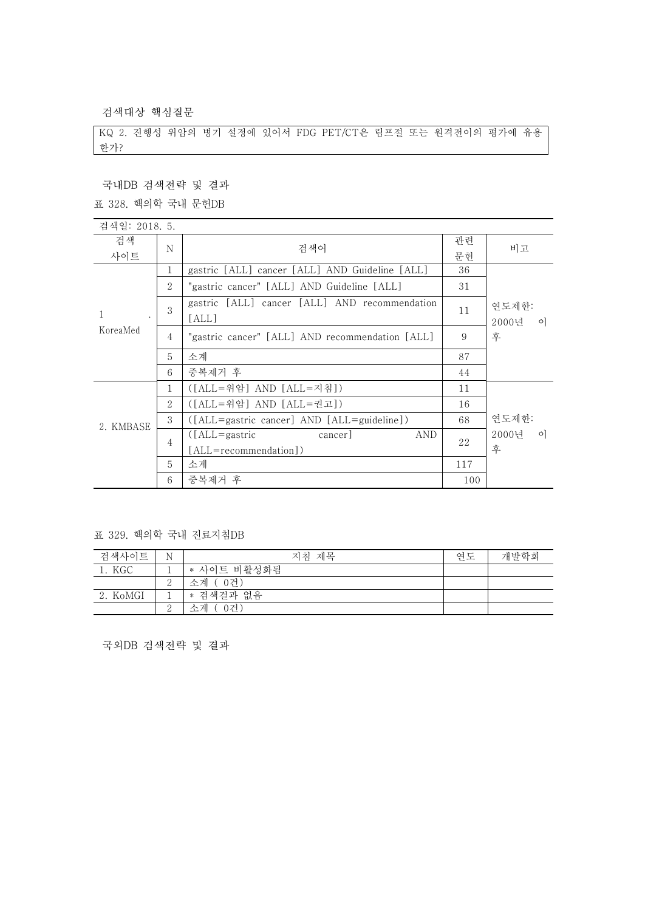검색대상 핵심질문

KQ 2. 진행성 위암의 병기 설정에 있어서 FDG PET/CT은 림프절 또는 원격전이의 평가에 유용한가?

국내DB 검색전략 및 결과

표 328. 핵의학 국내 문헌DB

| 검색일: 2018. 5. | | | | |
|---|---|---|---|---|
| 검색 사이트 | N | 검색어 | 관련 문헌 | 비고 |
| 1. KoreaMed | 1 | gastric [ALL] cancer [ALL] AND Guideline [ALL] | 36 | 연도제한: 2000년 이후 |
| | 2 | "gastric cancer" [ALL] AND Guideline [ALL] | 31 | |
| | 3 | gastric [ALL] cancer [ALL] AND recommendation [ALL] | 11 | |
| | 4 | "gastric cancer" [ALL] AND recommendation [ALL] | 9 | |
| | 5 | 소계 | 87 | |
| | 6 | 중복제거 후 | 44 | |
| 2. KMBASE | 1 | ([ALL=위암] AND [ALL=지침]) | 11 | 연도제한: 2000년 이후 |
| | 2 | ([ALL=위암] AND [ALL=권고]) | 16 | |
| | 3 | ([ALL=gastric cancer] AND [ALL=guideline]) | 68 | |
| | 4 | ([ALL=gastric cancer] AND [ALL=recommendation]) | 22 | |
| | 5 | 소계 | 117 | |
| | 6 | 중복제거 후 | 100 | |

표 329. 핵의학 국내 진료지침DB

| 검색사이트 | N | 지침 제목 | 연도 | 개발학회 |
|---|---|---|---|---|
| 1. KGC | 1 | * 사이트 비활성화됨 | | |
| | 2 | 소계 ( 0건) | | |
| 2. KoMGI | 1 | * 검색결과 없음 | | |
| | 2 | 소계 ( 0건) | | |

국외DB 검색전략 및 결과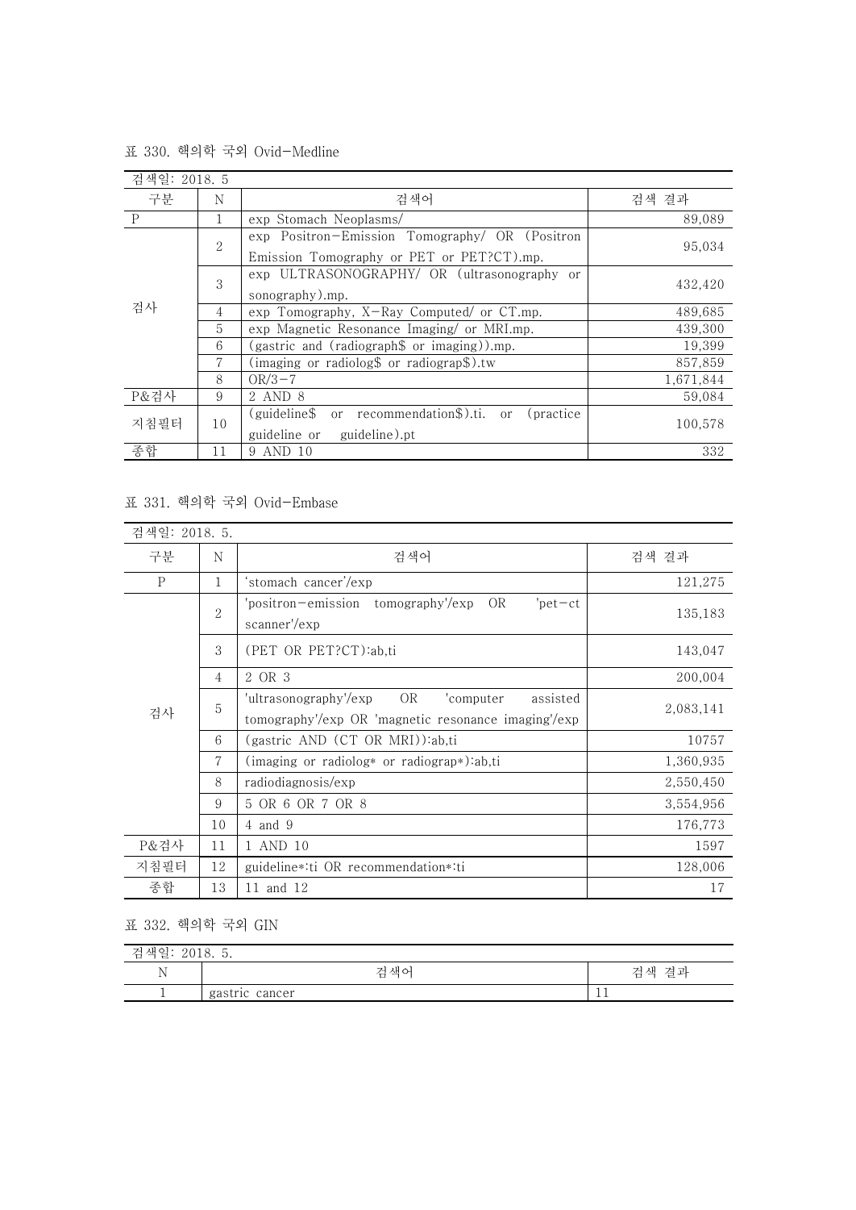표 330. 핵의학 국외 Ovid-Medline

| 검색일: 2018. 5 | | | |
|---|---|---|---|
| 구분 | N | 검색어 | 검색 결과 |
| P | 1 | exp Stomach Neoplasms/ | 89,089 |
| 검사 | 2 | exp Positron-Emission Tomography/ OR (Positron Emission Tomography or PET or PET?CT).mp. | 95,034 |
| | 3 | exp ULTRASONOGRAPHY/ OR (ultrasonography or sonography).mp. | 432,420 |
| | 4 | exp Tomography, X-Ray Computed/ or CT.mp. | 489,685 |
| | 5 | exp Magnetic Resonance Imaging/ or MRI.mp. | 439,300 |
| | 6 | (gastric and (radiograph$ or imaging)).mp. | 19,399 |
| | 7 | (imaging or radiolog$ or radiograp$).tw | 857,859 |
| | 8 | OR/3-7 | 1,671,844 |
| P&검사 | 9 | 2 AND 8 | 59,084 |
| 지침필터 | 10 | (guideline$ or recommendation$).ti. or (practice guideline or guideline).pt | 100,578 |
| 종합 | 11 | 9 AND 10 | 332 |

표 331. 핵의학 국외 Ovid-Embase

| 검색일: 2018. 5. | | | |
|---|---|---|---|
| 구분 | N | 검색어 | 검색 결과 |
| P | 1 | 'stomach cancer'/exp | 121,275 |
| 검사 | 2 | 'positron-emission tomography'/exp OR 'pet-ct scanner'/exp | 135,183 |
| | 3 | (PET OR PET?CT):ab,ti | 143,047 |
| | 4 | 2 OR 3 | 200,004 |
| | 5 | 'ultrasonography'/exp OR 'computer assisted tomography'/exp OR 'magnetic resonance imaging'/exp | 2,083,141 |
| | 6 | (gastric AND (CT OR MRI)):ab,ti | 10757 |
| | 7 | (imaging or radiolog* or radiograp*):ab,ti | 1,360,935 |
| | 8 | radiodiagnosis/exp | 2,550,450 |
| | 9 | 5 OR 6 OR 7 OR 8 | 3,554,956 |
| | 10 | 4 and 9 | 176,773 |
| P&검사 | 11 | 1 AND 10 | 1597 |
| 지침필터 | 12 | guideline*:ti OR recommendation*:ti | 128,006 |
| 종합 | 13 | 11 and 12 | 17 |

표 332. 핵의학 국외 GIN

| 검색일: 2018. 5. | | |
|---|---|---|
| N | 검색어 | 검색 결과 |
| 1 | gastric cancer | 11 |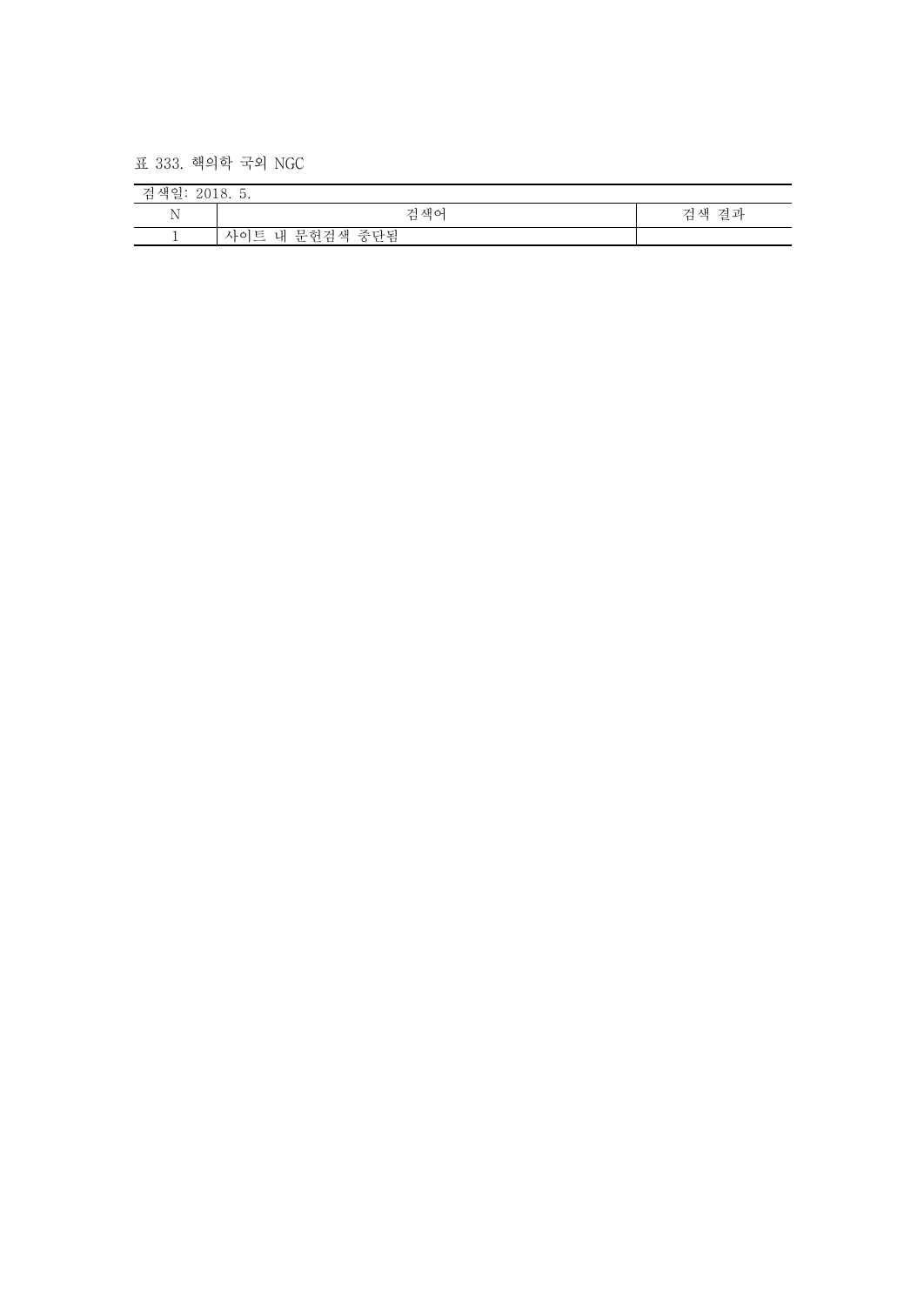표 333. 핵의학 국외 NGC

| 검색일: 2018. 5. | | |
|---|---|---|
| N | 검색어 | 검색 결과 |
| 1 | 사이트 내 문헌검색 중단됨 | |